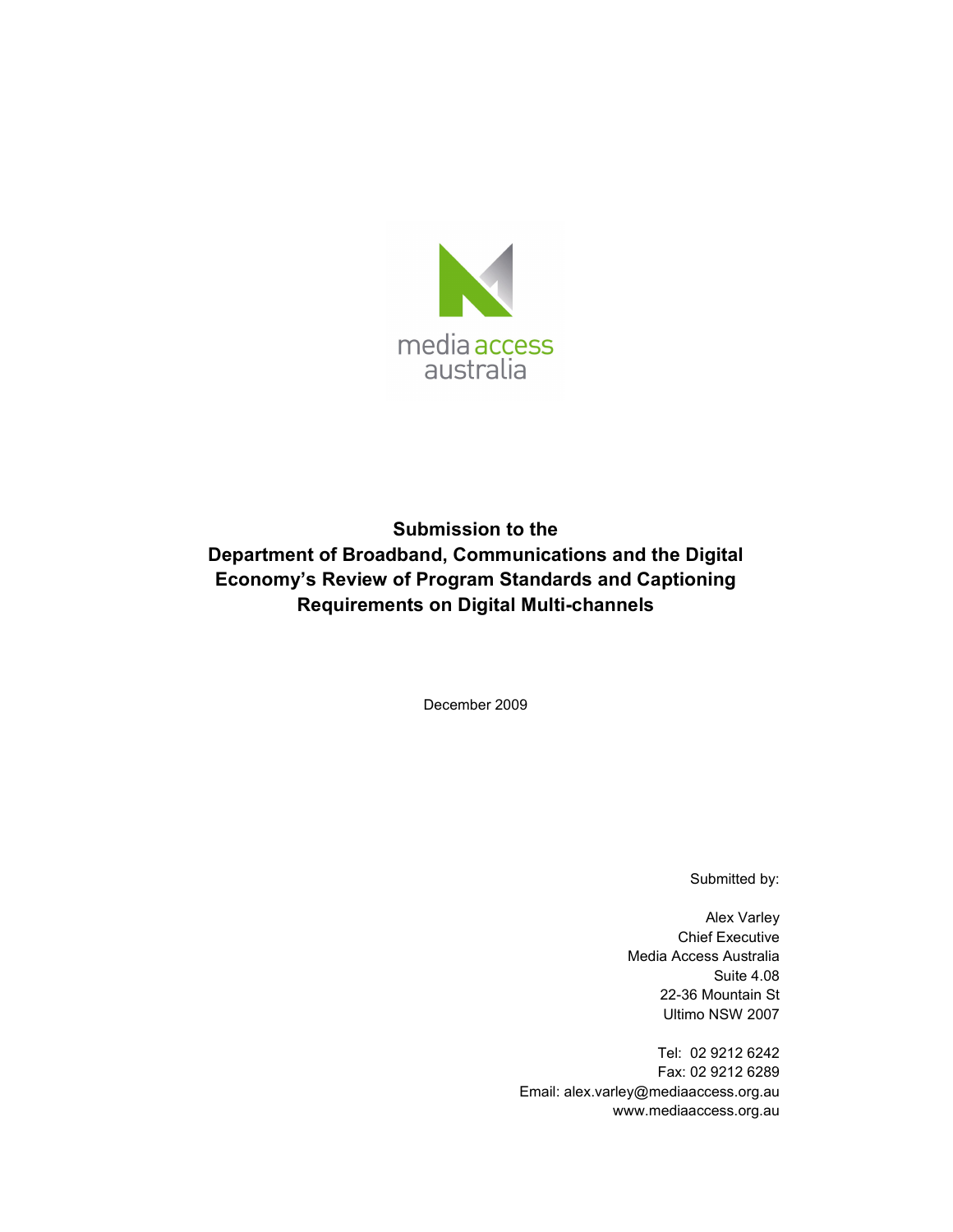media access australia

# Submission to the Department of Broadband, Communications and the Digital Economy's Review of Program Standards and Captioning Requirements on Digital Multi-channels

December 2009

Submitted by:

Alex Varley
Chief Executive
Media Access Australia
Suite 4.08
22-36 Mountain St
Ultimo NSW 2007

Tel: 02 9212 6242
Fax: 02 9212 6289
Email: alex.varley@mediaaccess.org.au
www.mediaaccess.org.au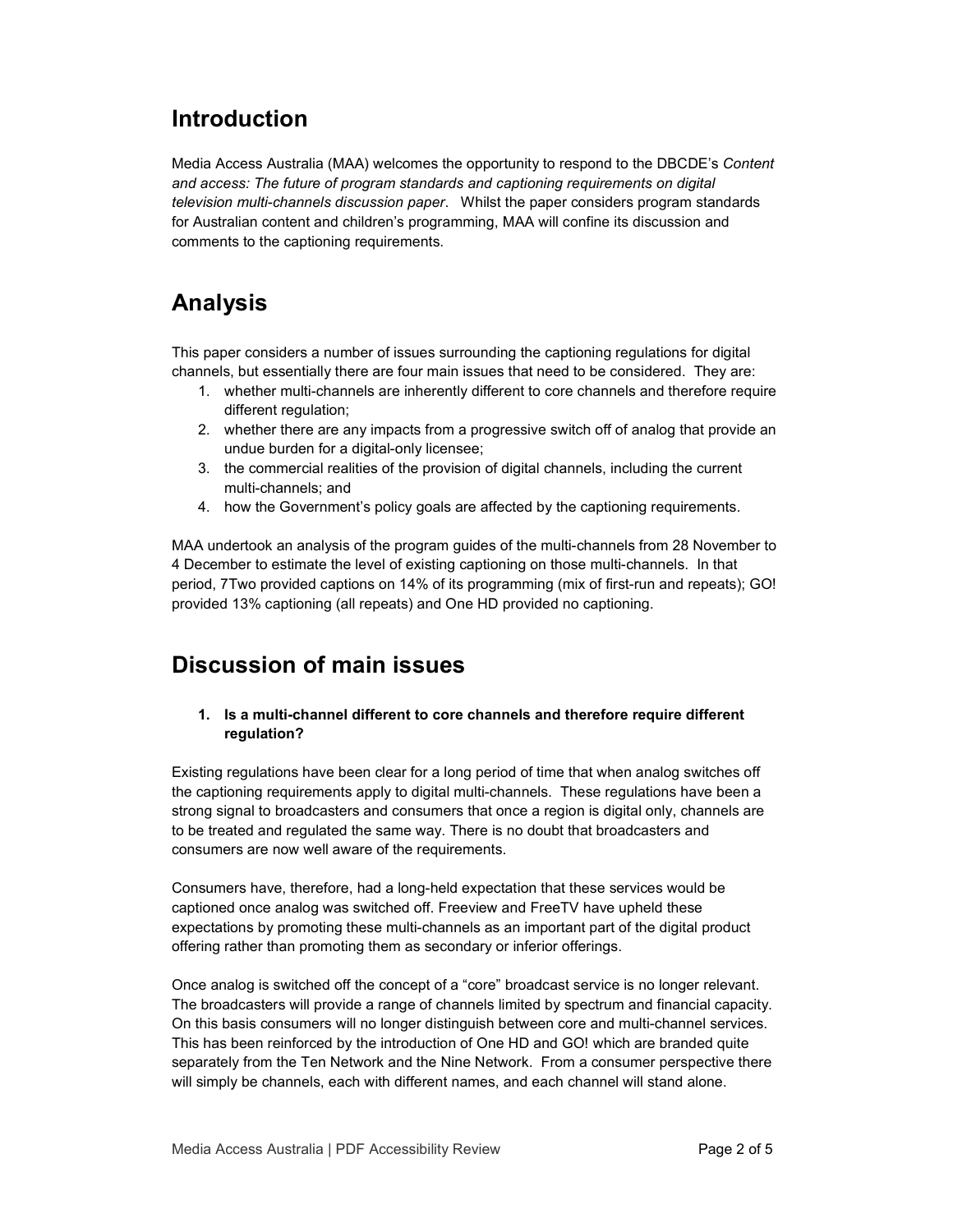# Introduction

Media Access Australia (MAA) welcomes the opportunity to respond to the DBCDE's *Content and access: The future of program standards and captioning requirements on digital television multi-channels discussion paper*. Whilst the paper considers program standards for Australian content and children's programming, MAA will confine its discussion and comments to the captioning requirements.

# Analysis

This paper considers a number of issues surrounding the captioning regulations for digital channels, but essentially there are four main issues that need to be considered. They are:

1. whether multi-channels are inherently different to core channels and therefore require different regulation;
2. whether there are any impacts from a progressive switch off of analog that provide an undue burden for a digital-only licensee;
3. the commercial realities of the provision of digital channels, including the current multi-channels; and
4. how the Government's policy goals are affected by the captioning requirements.

MAA undertook an analysis of the program guides of the multi-channels from 28 November to 4 December to estimate the level of existing captioning on those multi-channels. In that period, 7Two provided captions on 14% of its programming (mix of first-run and repeats); GO! provided 13% captioning (all repeats) and One HD provided no captioning.

# Discussion of main issues

1. **Is a multi-channel different to core channels and therefore require different regulation?**

Existing regulations have been clear for a long period of time that when analog switches off the captioning requirements apply to digital multi-channels. These regulations have been a strong signal to broadcasters and consumers that once a region is digital only, channels are to be treated and regulated the same way. There is no doubt that broadcasters and consumers are now well aware of the requirements.

Consumers have, therefore, had a long-held expectation that these services would be captioned once analog was switched off. Freeview and FreeTV have upheld these expectations by promoting these multi-channels as an important part of the digital product offering rather than promoting them as secondary or inferior offerings.

Once analog is switched off the concept of a "core" broadcast service is no longer relevant. The broadcasters will provide a range of channels limited by spectrum and financial capacity. On this basis consumers will no longer distinguish between core and multi-channel services. This has been reinforced by the introduction of One HD and GO! which are branded quite separately from the Ten Network and the Nine Network. From a consumer perspective there will simply be channels, each with different names, and each channel will stand alone.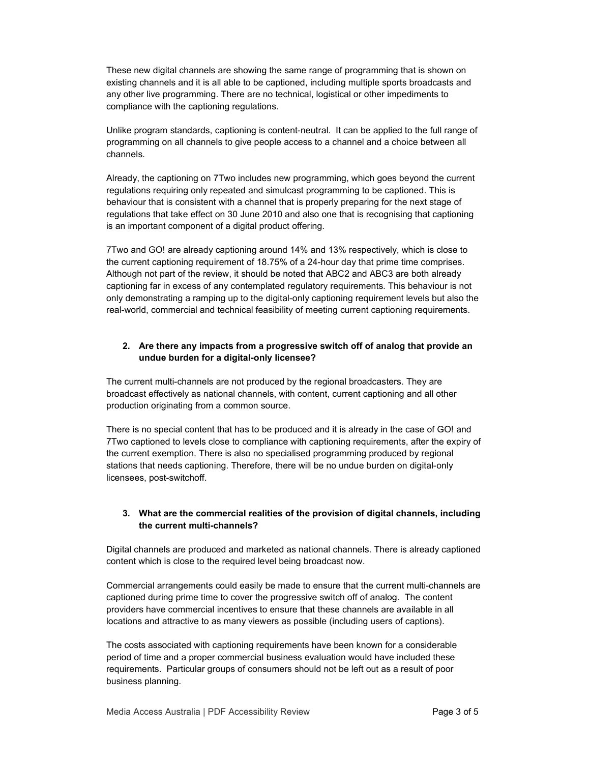These new digital channels are showing the same range of programming that is shown on existing channels and it is all able to be captioned, including multiple sports broadcasts and any other live programming. There are no technical, logistical or other impediments to compliance with the captioning regulations.

Unlike program standards, captioning is content-neutral. It can be applied to the full range of programming on all channels to give people access to a channel and a choice between all channels.

Already, the captioning on 7Two includes new programming, which goes beyond the current regulations requiring only repeated and simulcast programming to be captioned. This is behaviour that is consistent with a channel that is properly preparing for the next stage of regulations that take effect on 30 June 2010 and also one that is recognising that captioning is an important component of a digital product offering.

7Two and GO! are already captioning around 14% and 13% respectively, which is close to the current captioning requirement of 18.75% of a 24-hour day that prime time comprises. Although not part of the review, it should be noted that ABC2 and ABC3 are both already captioning far in excess of any contemplated regulatory requirements. This behaviour is not only demonstrating a ramping up to the digital-only captioning requirement levels but also the real-world, commercial and technical feasibility of meeting current captioning requirements.

**2. Are there any impacts from a progressive switch off of analog that provide an undue burden for a digital-only licensee?**

The current multi-channels are not produced by the regional broadcasters. They are broadcast effectively as national channels, with content, current captioning and all other production originating from a common source.

There is no special content that has to be produced and it is already in the case of GO! and 7Two captioned to levels close to compliance with captioning requirements, after the expiry of the current exemption. There is also no specialised programming produced by regional stations that needs captioning. Therefore, there will be no undue burden on digital-only licensees, post-switchoff.

**3. What are the commercial realities of the provision of digital channels, including the current multi-channels?**

Digital channels are produced and marketed as national channels. There is already captioned content which is close to the required level being broadcast now.

Commercial arrangements could easily be made to ensure that the current multi-channels are captioned during prime time to cover the progressive switch off of analog. The content providers have commercial incentives to ensure that these channels are available in all locations and attractive to as many viewers as possible (including users of captions).

The costs associated with captioning requirements have been known for a considerable period of time and a proper commercial business evaluation would have included these requirements. Particular groups of consumers should not be left out as a result of poor business planning.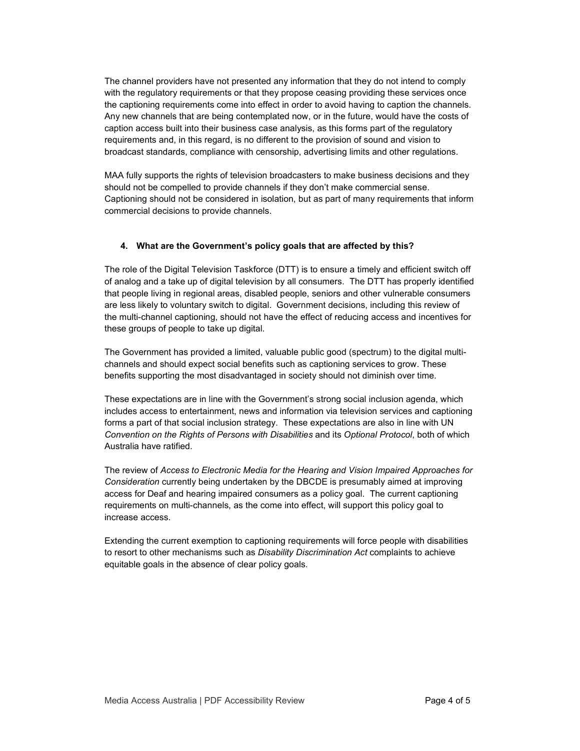The channel providers have not presented any information that they do not intend to comply with the regulatory requirements or that they propose ceasing providing these services once the captioning requirements come into effect in order to avoid having to caption the channels. Any new channels that are being contemplated now, or in the future, would have the costs of caption access built into their business case analysis, as this forms part of the regulatory requirements and, in this regard, is no different to the provision of sound and vision to broadcast standards, compliance with censorship, advertising limits and other regulations.

MAA fully supports the rights of television broadcasters to make business decisions and they should not be compelled to provide channels if they don't make commercial sense. Captioning should not be considered in isolation, but as part of many requirements that inform commercial decisions to provide channels.

#### 4. What are the Government's policy goals that are affected by this?

The role of the Digital Television Taskforce (DTT) is to ensure a timely and efficient switch off of analog and a take up of digital television by all consumers. The DTT has properly identified that people living in regional areas, disabled people, seniors and other vulnerable consumers are less likely to voluntary switch to digital. Government decisions, including this review of the multi-channel captioning, should not have the effect of reducing access and incentives for these groups of people to take up digital.

The Government has provided a limited, valuable public good (spectrum) to the digital multi-channels and should expect social benefits such as captioning services to grow. These benefits supporting the most disadvantaged in society should not diminish over time.

These expectations are in line with the Government's strong social inclusion agenda, which includes access to entertainment, news and information via television services and captioning forms a part of that social inclusion strategy. These expectations are also in line with UN *Convention on the Rights of Persons with Disabilities* and its *Optional Protocol*, both of which Australia have ratified.

The review of *Access to Electronic Media for the Hearing and Vision Impaired Approaches for Consideration* currently being undertaken by the DBCDE is presumably aimed at improving access for Deaf and hearing impaired consumers as a policy goal. The current captioning requirements on multi-channels, as the come into effect, will support this policy goal to increase access.

Extending the current exemption to captioning requirements will force people with disabilities to resort to other mechanisms such as *Disability Discrimination Act* complaints to achieve equitable goals in the absence of clear policy goals.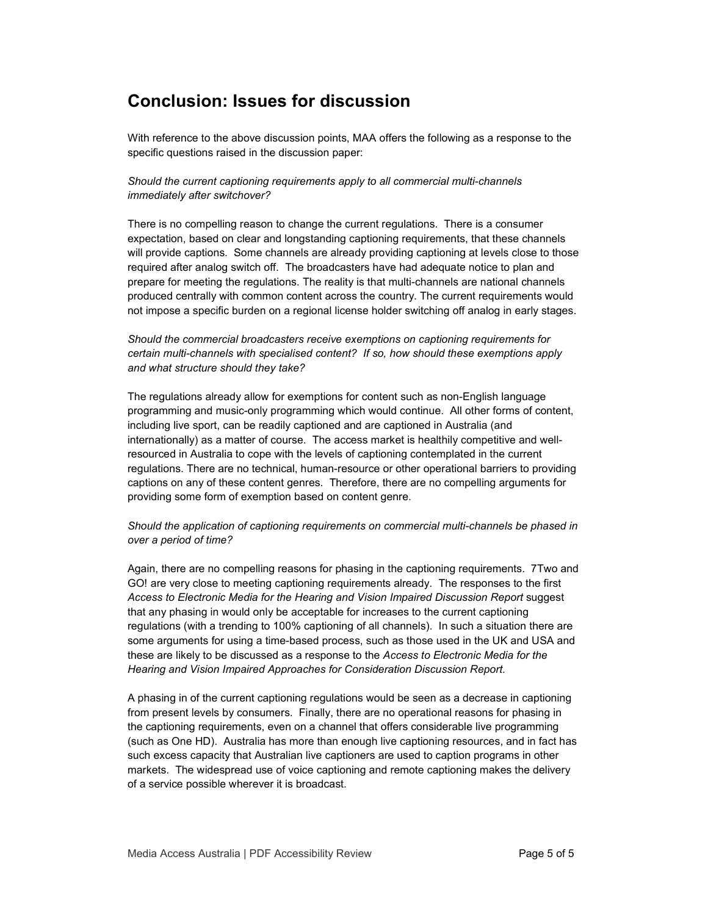## Conclusion: Issues for discussion

With reference to the above discussion points, MAA offers the following as a response to the specific questions raised in the discussion paper:

*Should the current captioning requirements apply to all commercial multi-channels immediately after switchover?*

There is no compelling reason to change the current regulations. There is a consumer expectation, based on clear and longstanding captioning requirements, that these channels will provide captions. Some channels are already providing captioning at levels close to those required after analog switch off. The broadcasters have had adequate notice to plan and prepare for meeting the regulations. The reality is that multi-channels are national channels produced centrally with common content across the country. The current requirements would not impose a specific burden on a regional license holder switching off analog in early stages.

*Should the commercial broadcasters receive exemptions on captioning requirements for certain multi-channels with specialised content? If so, how should these exemptions apply and what structure should they take?*

The regulations already allow for exemptions for content such as non-English language programming and music-only programming which would continue. All other forms of content, including live sport, can be readily captioned and are captioned in Australia (and internationally) as a matter of course. The access market is healthily competitive and well-resourced in Australia to cope with the levels of captioning contemplated in the current regulations. There are no technical, human-resource or other operational barriers to providing captions on any of these content genres. Therefore, there are no compelling arguments for providing some form of exemption based on content genre.

*Should the application of captioning requirements on commercial multi-channels be phased in over a period of time?*

Again, there are no compelling reasons for phasing in the captioning requirements. 7Two and GO! are very close to meeting captioning requirements already. The responses to the first *Access to Electronic Media for the Hearing and Vision Impaired Discussion Report* suggest that any phasing in would only be acceptable for increases to the current captioning regulations (with a trending to 100% captioning of all channels). In such a situation there are some arguments for using a time-based process, such as those used in the UK and USA and these are likely to be discussed as a response to the *Access to Electronic Media for the Hearing and Vision Impaired Approaches for Consideration Discussion Report.*

A phasing in of the current captioning regulations would be seen as a decrease in captioning from present levels by consumers. Finally, there are no operational reasons for phasing in the captioning requirements, even on a channel that offers considerable live programming (such as One HD). Australia has more than enough live captioning resources, and in fact has such excess capacity that Australian live captioners are used to caption programs in other markets. The widespread use of voice captioning and remote captioning makes the delivery of a service possible wherever it is broadcast.